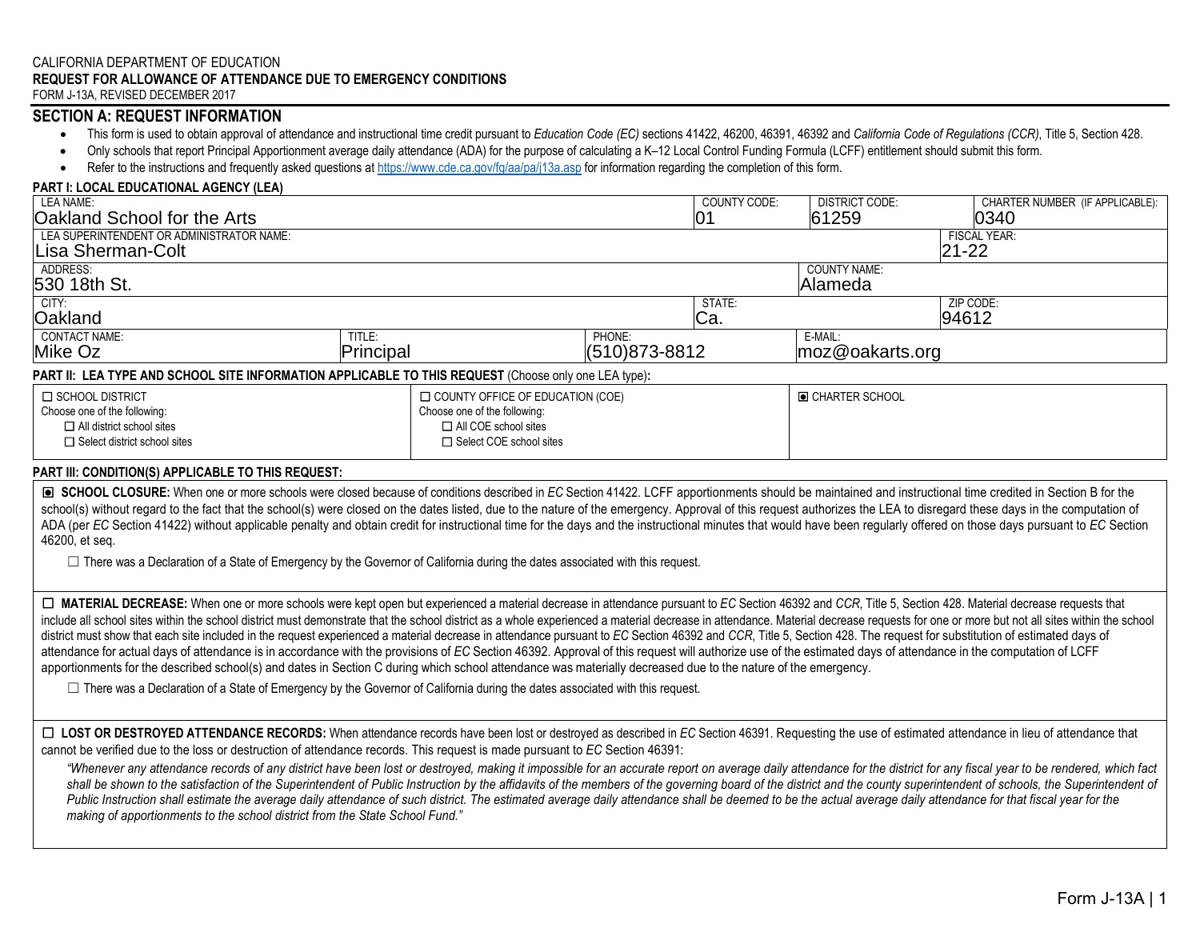CALIFORNIA DEPARTMENT OF EDUCATION
**REQUEST FOR ALLOWANCE OF ATTENDANCE DUE TO EMERGENCY CONDITIONS**
FORM J-13A, REVISED DECEMBER 2017

## SECTION A: REQUEST INFORMATION

- This form is used to obtain approval of attendance and instructional time credit pursuant to *Education Code (EC)* sections 41422, 46200, 46391, 46392 and *California Code of Regulations (CCR)*, Title 5, Section 428.
- Only schools that report Principal Apportionment average daily attendance (ADA) for the purpose of calculating a K–12 Local Control Funding Formula (LCFF) entitlement should submit this form.
- Refer to the instructions and frequently asked questions at https://www.cde.ca.gov/fg/aa/pa/j13a.asp for information regarding the completion of this form.

**PART I: LOCAL EDUCATIONAL AGENCY (LEA)**

| LEA NAME: | | COUNTY CODE: | DISTRICT CODE: | CHARTER NUMBER (IF APPLICABLE): |
|---|---|---|---|---|
| Oakland School for the Arts | | 01 | 61259 | 0340 |
| LEA SUPERINTENDENT OR ADMINISTRATOR NAME: | | | | FISCAL YEAR: |
| Lisa Sherman-Colt | | | | 21-22 |
| ADDRESS: | | | COUNTY NAME: | |
| 530 18th St. | | | Alameda | |
| CITY: | | STATE: | | ZIP CODE: |
| Oakland | | Ca. | | 94612 |
| CONTACT NAME: | TITLE: | PHONE: | E-MAIL: | |
| Mike Oz | Principal | (510)873-8812 | moz@oakarts.org | |

**PART II: LEA TYPE AND SCHOOL SITE INFORMATION APPLICABLE TO THIS REQUEST** (Choose only one LEA type)**:**

| ☐ SCHOOL DISTRICT | ☐ COUNTY OFFICE OF EDUCATION (COE) | ☒ CHARTER SCHOOL |
|---|---|---|
| Choose one of the following: | Choose one of the following: | |
| ☐ All district school sites | ☐ All COE school sites | |
| ☐ Select district school sites | ☐ Select COE school sites | |

**PART III: CONDITION(S) APPLICABLE TO THIS REQUEST:**

☒ **SCHOOL CLOSURE:** When one or more schools were closed because of conditions described in *EC* Section 41422. LCFF apportionments should be maintained and instructional time credited in Section B for the school(s) without regard to the fact that the school(s) were closed on the dates listed, due to the nature of the emergency. Approval of this request authorizes the LEA to disregard these days in the computation of ADA (per *EC* Section 41422) without applicable penalty and obtain credit for instructional time for the days and the instructional minutes that would have been regularly offered on those days pursuant to *EC* Section 46200, et seq.

☐ There was a Declaration of a State of Emergency by the Governor of California during the dates associated with this request.

☐ **MATERIAL DECREASE:** When one or more schools were kept open but experienced a material decrease in attendance pursuant to *EC* Section 46392 and *CCR*, Title 5, Section 428. Material decrease requests that include all school sites within the school district must demonstrate that the school district as a whole experienced a material decrease in attendance. Material decrease requests for one or more but not all sites within the school district must show that each site included in the request experienced a material decrease in attendance pursuant to *EC* Section 46392 and *CCR*, Title 5, Section 428. The request for substitution of estimated days of attendance for actual days of attendance is in accordance with the provisions of *EC* Section 46392. Approval of this request will authorize use of the estimated days of attendance in the computation of LCFF apportionments for the described school(s) and dates in Section C during which school attendance was materially decreased due to the nature of the emergency.

☐ There was a Declaration of a State of Emergency by the Governor of California during the dates associated with this request.

☐ **LOST OR DESTROYED ATTENDANCE RECORDS:** When attendance records have been lost or destroyed as described in *EC* Section 46391. Requesting the use of estimated attendance in lieu of attendance that cannot be verified due to the loss or destruction of attendance records. This request is made pursuant to *EC* Section 46391:

*"Whenever any attendance records of any district have been lost or destroyed, making it impossible for an accurate report on average daily attendance for the district for any fiscal year to be rendered, which fact shall be shown to the satisfaction of the Superintendent of Public Instruction by the affidavits of the members of the governing board of the district and the county superintendent of schools, the Superintendent of Public Instruction shall estimate the average daily attendance of such district. The estimated average daily attendance shall be deemed to be the actual average daily attendance for that fiscal year for the making of apportionments to the school district from the State School Fund."*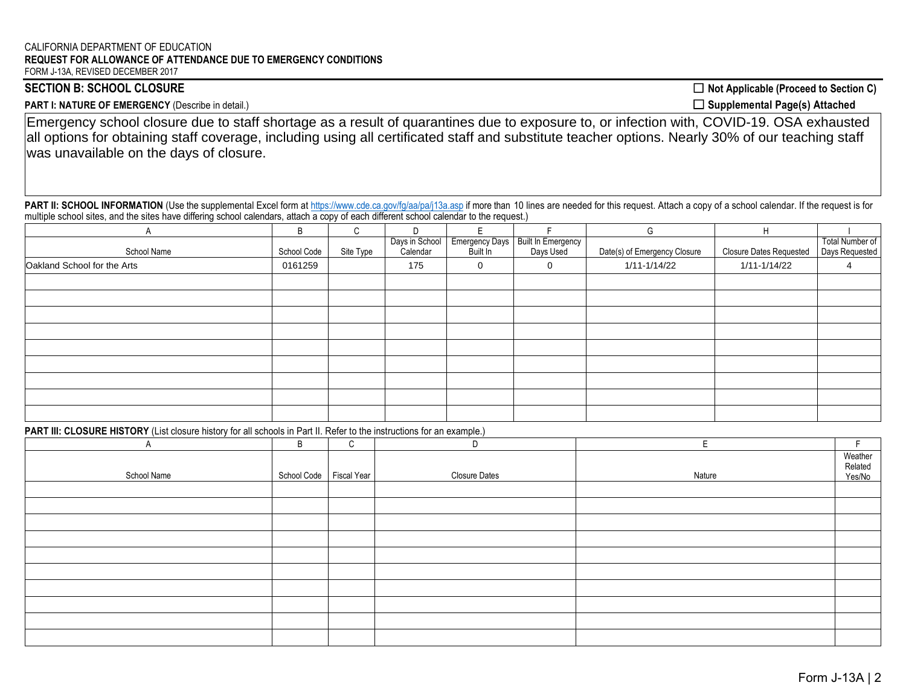CALIFORNIA DEPARTMENT OF EDUCATION
**REQUEST FOR ALLOWANCE OF ATTENDANCE DUE TO EMERGENCY CONDITIONS**
FORM J-13A, REVISED DECEMBER 2017

## SECTION B: SCHOOL CLOSURE

☐ **Not Applicable (Proceed to Section C)**

**PART I: NATURE OF EMERGENCY** (Describe in detail.)

☐ **Supplemental Page(s) Attached**

Emergency school closure due to staff shortage as a result of quarantines due to exposure to, or infection with, COVID-19. OSA exhausted all options for obtaining staff coverage, including using all certificated staff and substitute teacher options. Nearly 30% of our teaching staff was unavailable on the days of closure.

**PART II: SCHOOL INFORMATION** (Use the supplemental Excel form at https://www.cde.ca.gov/fg/aa/pa/j13a.asp if more than 10 lines are needed for this request. Attach a copy of a school calendar. If the request is for multiple school sites, and the sites have differing school calendars, attach a copy of each different school calendar to the request.)

| A | B | C | D | E | F | G | H | I |
|---|---|---|---|---|---|---|---|---|
| School Name | School Code | Site Type | Days in School Calendar | Emergency Days Built In | Built In Emergency Days Used | Date(s) of Emergency Closure | Closure Dates Requested | Total Number of Days Requested |
| Oakland School for the Arts | 0161259 | | 175 | 0 | 0 | 1/11-1/14/22 | 1/11-1/14/22 | 4 |
| | | | | | | | | |
| | | | | | | | | |
| | | | | | | | | |
| | | | | | | | | |
| | | | | | | | | |
| | | | | | | | | |
| | | | | | | | | |
| | | | | | | | | |
| | | | | | | | | |

**PART III: CLOSURE HISTORY** (List closure history for all schools in Part II. Refer to the instructions for an example.)

| A | B | C | D | E | F |
|---|---|---|---|---|---|
| School Name | School Code | Fiscal Year | Closure Dates | Nature | Weather Related Yes/No |
| | | | | | |
| | | | | | |
| | | | | | |
| | | | | | |
| | | | | | |
| | | | | | |
| | | | | | |
| | | | | | |
| | | | | | |
| | | | | | |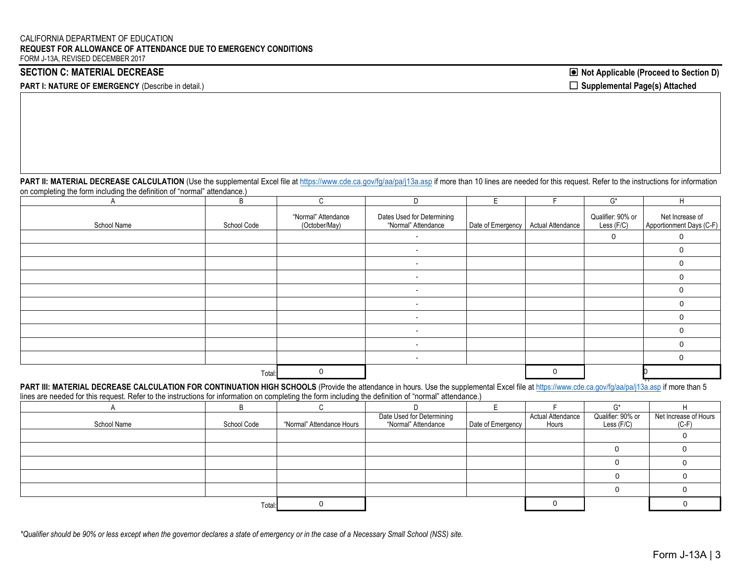CALIFORNIA DEPARTMENT OF EDUCATION
**REQUEST FOR ALLOWANCE OF ATTENDANCE DUE TO EMERGENCY CONDITIONS**
FORM J-13A, REVISED DECEMBER 2017

## SECTION C: MATERIAL DECREASE

☒ **Not Applicable (Proceed to Section D)**
☐ **Supplemental Page(s) Attached**

**PART I: NATURE OF EMERGENCY** (Describe in detail.)

**PART II: MATERIAL DECREASE CALCULATION** (Use the supplemental Excel file at https://www.cde.ca.gov/fg/aa/pa/j13a.asp if more than 10 lines are needed for this request. Refer to the instructions for information on completing the form including the definition of "normal" attendance.)

| A | B | C | D | E | F | G* | H |
|---|---|---|---|---|---|---|---|
| School Name | School Code | "Normal" Attendance (October/May) | Dates Used for Determining "Normal" Attendance | Date of Emergency | Actual Attendance | Qualifier: 90% or Less (F/C) | Net Increase of Apportionment Days (C-F) |
| | | | - | | | 0 | 0 |
| | | | - | | | | 0 |
| | | | - | | | | 0 |
| | | | - | | | | 0 |
| | | | - | | | | 0 |
| | | | - | | | | 0 |
| | | | - | | | | 0 |
| | | | - | | | | 0 |
| | | | - | | | | 0 |
| | | | - | | | | 0 |
| | Total: | 0 | | | 0 | | 0 |

**PART III: MATERIAL DECREASE CALCULATION FOR CONTINUATION HIGH SCHOOLS** (Provide the attendance in hours. Use the supplemental Excel file at https://www.cde.ca.gov/fg/aa/pa/j13a.asp if more than 5 lines are needed for this request. Refer to the instructions for information on completing the form including the definition of "normal" attendance.)

| A | B | C | D | E | F | G* | H |
|---|---|---|---|---|---|---|---|
| School Name | School Code | "Normal" Attendance Hours | Date Used for Determining "Normal" Attendance | Date of Emergency | Actual Attendance Hours | Qualifier: 90% or Less (F/C) | Net Increase of Hours (C-F) |
| | | | | | | | 0 |
| | | | | | | 0 | 0 |
| | | | | | | 0 | 0 |
| | | | | | | 0 | 0 |
| | | | | | | 0 | 0 |
| | Total: | 0 | | | 0 | | 0 |

*\*Qualifier should be 90% or less except when the governor declares a state of emergency or in the case of a Necessary Small School (NSS) site.*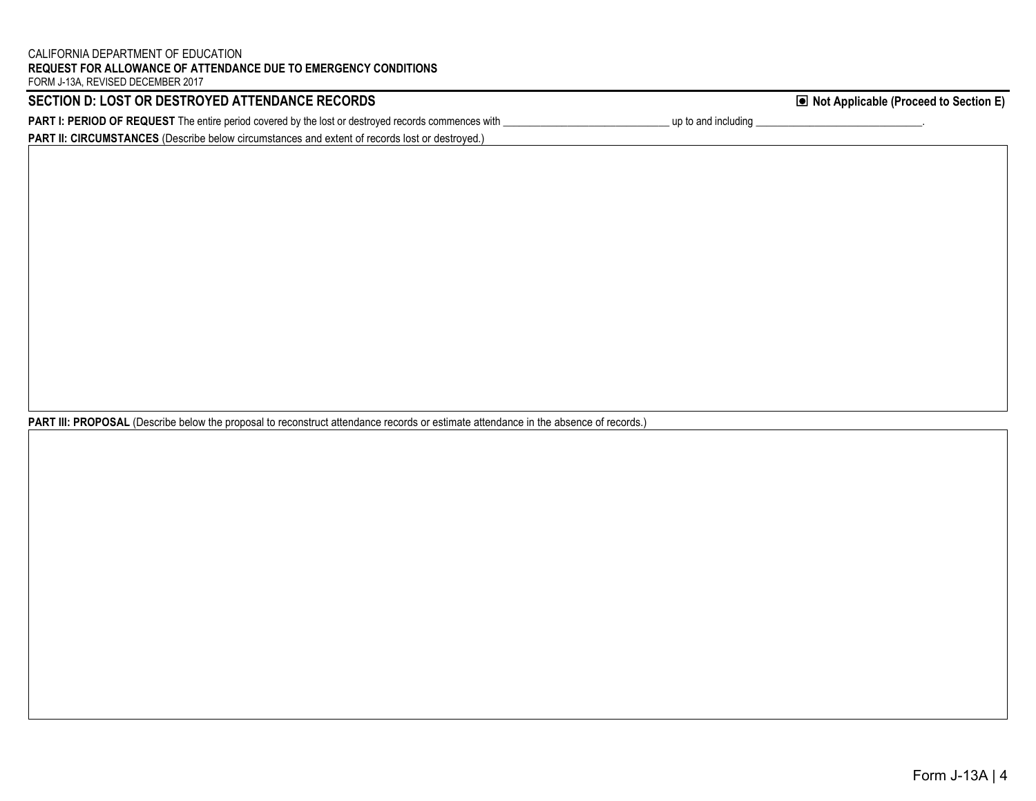CALIFORNIA DEPARTMENT OF EDUCATION
**REQUEST FOR ALLOWANCE OF ATTENDANCE DUE TO EMERGENCY CONDITIONS**
FORM J-13A, REVISED DECEMBER 2017

## SECTION D: LOST OR DESTROYED ATTENDANCE RECORDS

☒ **Not Applicable (Proceed to Section E)**

**PART I: PERIOD OF REQUEST** The entire period covered by the lost or destroyed records commences with ______________________________ up to and including ______________________________.

**PART II: CIRCUMSTANCES** (Describe below circumstances and extent of records lost or destroyed.)

**PART III: PROPOSAL** (Describe below the proposal to reconstruct attendance records or estimate attendance in the absence of records.)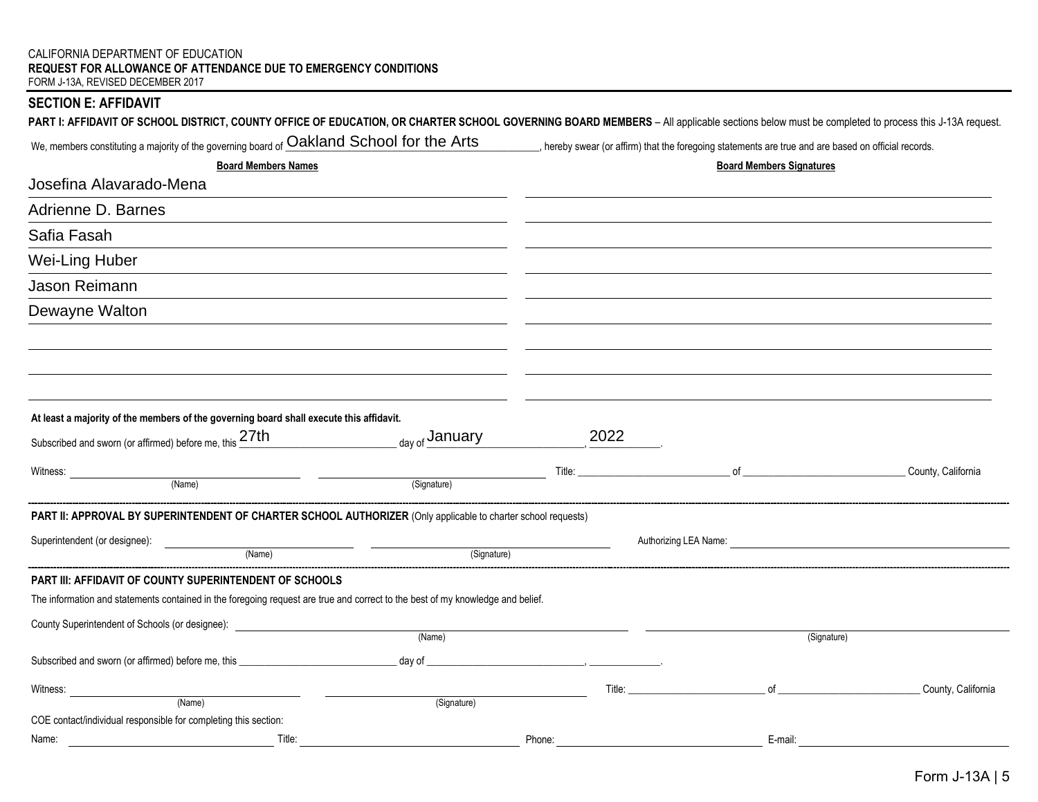CALIFORNIA DEPARTMENT OF EDUCATION
**REQUEST FOR ALLOWANCE OF ATTENDANCE DUE TO EMERGENCY CONDITIONS**
FORM J-13A, REVISED DECEMBER 2017

## SECTION E: AFFIDAVIT

**PART I: AFFIDAVIT OF SCHOOL DISTRICT, COUNTY OFFICE OF EDUCATION, OR CHARTER SCHOOL GOVERNING BOARD MEMBERS** – All applicable sections below must be completed to process this J-13A request.

We, members constituting a majority of the governing board of Oakland School for the Arts, hereby swear (or affirm) that the foregoing statements are true and are based on official records.

| Board Members Names | Board Members Signatures |
|---|---|
| Josefina Alavarado-Mena | |
| Adrienne D. Barnes | |
| Safia Fasah | |
| Wei-Ling Huber | |
| Jason Reimann | |
| Dewayne Walton | |
| | |
| | |
| | |

**At least a majority of the members of the governing board shall execute this affidavit.**

Subscribed and sworn (or affirmed) before me, this 27th day of January, 2022.

Witness: ____________________ (Name) ____________________ (Signature) Title: ____________________ of ____________________ County, California

---

**PART II: APPROVAL BY SUPERINTENDENT OF CHARTER SCHOOL AUTHORIZER** (Only applicable to charter school requests)

Superintendent (or designee): ____________________ (Name) ____________________ (Signature) Authorizing LEA Name: ____________________

---

**PART III: AFFIDAVIT OF COUNTY SUPERINTENDENT OF SCHOOLS**

The information and statements contained in the foregoing request are true and correct to the best of my knowledge and belief.

County Superintendent of Schools (or designee): ____________________ (Name) ____________________ (Signature)

Subscribed and sworn (or affirmed) before me, this ____________________ day of ____________________, ____________.

Witness: ____________________ (Name) ____________________ (Signature) Title: ____________________ of ____________________ County, California

COE contact/individual responsible for completing this section:

Name: ____________________ Title: ____________________ Phone: ____________________ E-mail: ____________________